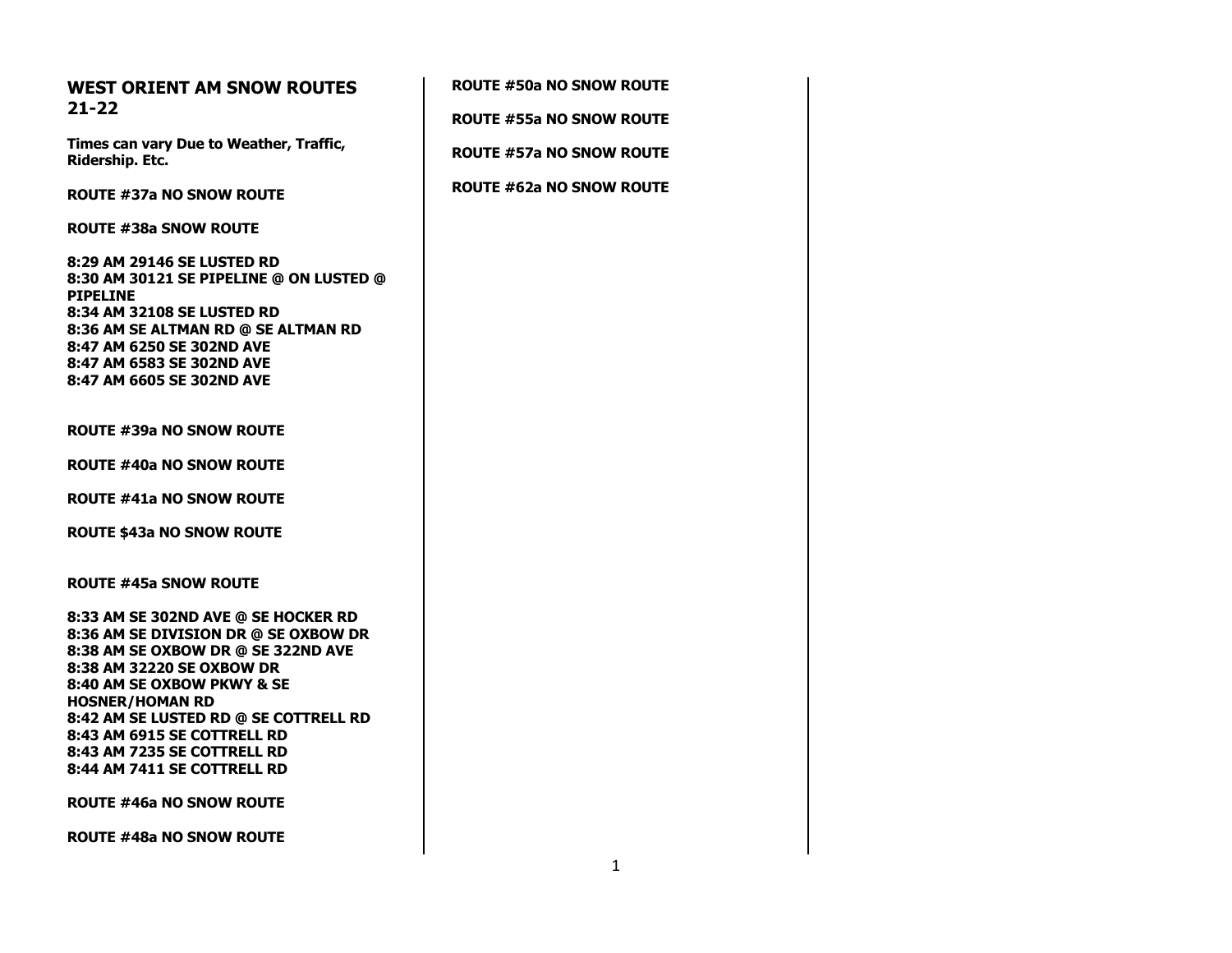## WEST ORIENT AM SNOW ROUTES 21-22

**Times can vary Due to Weather, Traffic, Ridership. Etc.**

**ROUTE #37a NO SNOW ROUTE**

**ROUTE #38a SNOW ROUTE**

**8:29 AM 29146 SE LUSTED RD**
**8:30 AM 30121 SE PIPELINE @ ON LUSTED @ PIPELINE**
**8:34 AM 32108 SE LUSTED RD**
**8:36 AM SE ALTMAN RD @ SE ALTMAN RD**
**8:47 AM 6250 SE 302ND AVE**
**8:47 AM 6583 SE 302ND AVE**
**8:47 AM 6605 SE 302ND AVE**

**ROUTE #39a NO SNOW ROUTE**

**ROUTE #40a NO SNOW ROUTE**

**ROUTE #41a NO SNOW ROUTE**

**ROUTE $43a NO SNOW ROUTE**

**ROUTE #45a SNOW ROUTE**

**8:33 AM SE 302ND AVE @ SE HOCKER RD**
**8:36 AM SE DIVISION DR @ SE OXBOW DR**
**8:38 AM SE OXBOW DR @ SE 322ND AVE**
**8:38 AM 32220 SE OXBOW DR**
**8:40 AM SE OXBOW PKWY & SE HOSNER/HOMAN RD**
**8:42 AM SE LUSTED RD @ SE COTTRELL RD**
**8:43 AM 6915 SE COTTRELL RD**
**8:43 AM 7235 SE COTTRELL RD**
**8:44 AM 7411 SE COTTRELL RD**

**ROUTE #46a NO SNOW ROUTE**

**ROUTE #48a NO SNOW ROUTE**

**ROUTE #50a NO SNOW ROUTE**

**ROUTE #55a NO SNOW ROUTE**

**ROUTE #57a NO SNOW ROUTE**

**ROUTE #62a NO SNOW ROUTE**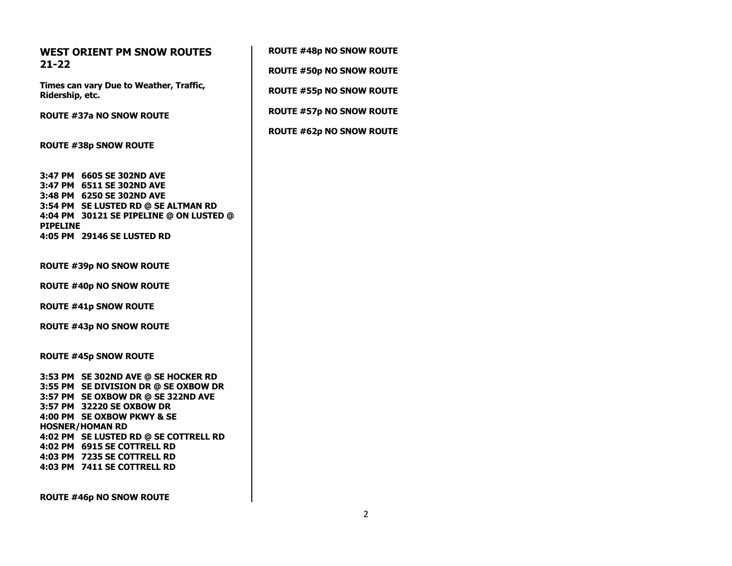## WEST ORIENT PM SNOW ROUTES 21-22

**Times can vary Due to Weather, Traffic, Ridership, etc.**

**ROUTE #37a NO SNOW ROUTE**

**ROUTE #38p SNOW ROUTE**

**3:47 PM 6605 SE 302ND AVE**
**3:47 PM 6511 SE 302ND AVE**
**3:48 PM 6250 SE 302ND AVE**
**3:54 PM SE LUSTED RD @ SE ALTMAN RD**
**4:04 PM 30121 SE PIPELINE @ ON LUSTED @ PIPELINE**
**4:05 PM 29146 SE LUSTED RD**

**ROUTE #39p NO SNOW ROUTE**

**ROUTE #40p NO SNOW ROUTE**

**ROUTE #41p SNOW ROUTE**

**ROUTE #43p NO SNOW ROUTE**

**ROUTE #45p SNOW ROUTE**

**3:53 PM SE 302ND AVE @ SE HOCKER RD**
**3:55 PM SE DIVISION DR @ SE OXBOW DR**
**3:57 PM SE OXBOW DR @ SE 322ND AVE**
**3:57 PM 32220 SE OXBOW DR**
**4:00 PM SE OXBOW PKWY & SE HOSNER/HOMAN RD**
**4:02 PM SE LUSTED RD @ SE COTTRELL RD**
**4:02 PM 6915 SE COTTRELL RD**
**4:03 PM 7235 SE COTTRELL RD**
**4:03 PM 7411 SE COTTRELL RD**

**ROUTE #46p NO SNOW ROUTE**

**ROUTE #48p NO SNOW ROUTE**

**ROUTE #50p NO SNOW ROUTE**

**ROUTE #55p NO SNOW ROUTE**

**ROUTE #57p NO SNOW ROUTE**

**ROUTE #62p NO SNOW ROUTE**